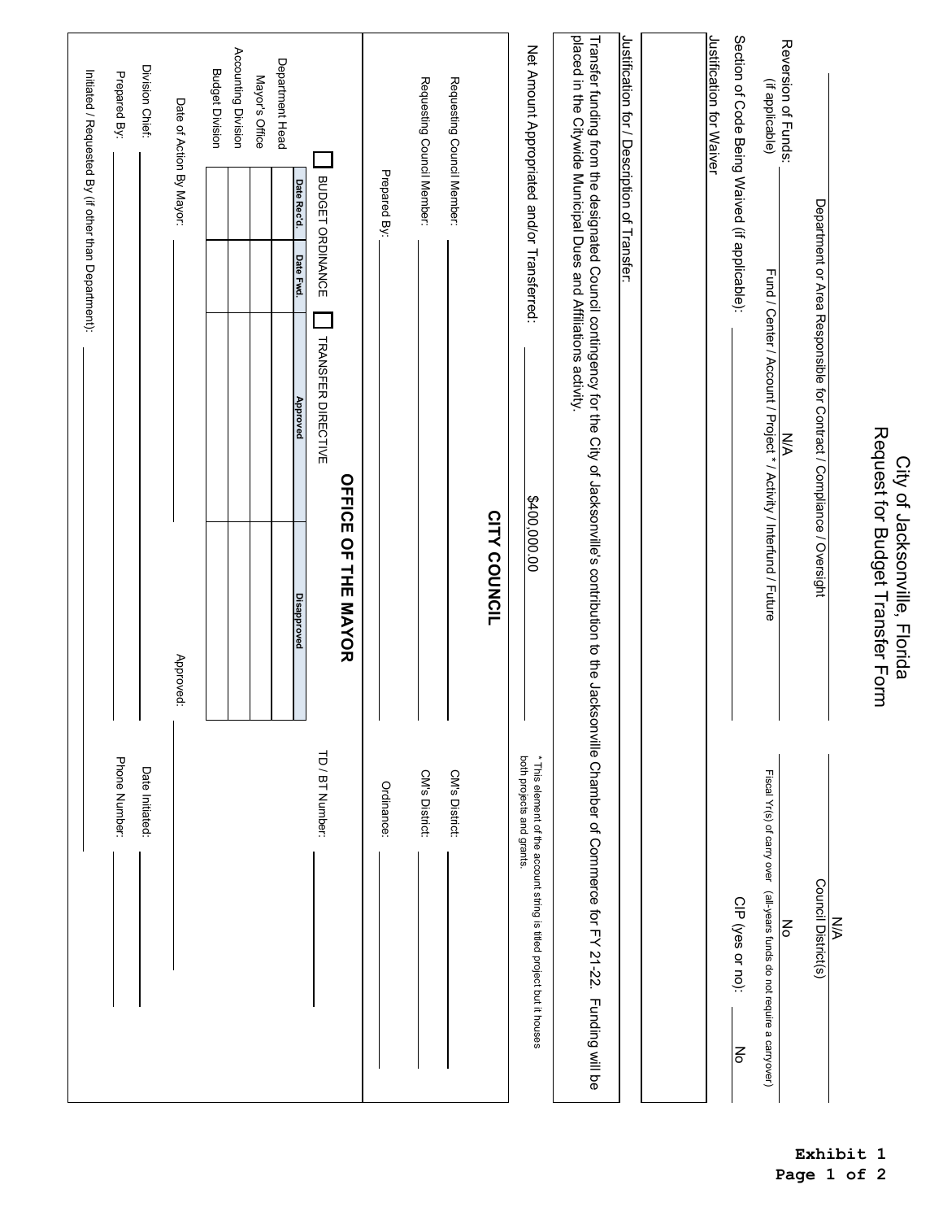# City of Jacksonville, Florida
## Request for Budget Transfer Form

Department or Area Responsible for Contract / Compliance / Oversight: N/A

Council District(s): N/A

Reversion of Funds: (if applicable) Fund / Center / Account / Project * / Activity / Interfund / Future: N/A

Fiscal Yr(s) of carry over (all-years funds do not require a carryover): No

Section of Code Being Waived (if applicable): ______

CIP (yes or no): No

Justification for Waiver

Justification for / Description of Transfer:

Transfer funding from the designated Council contingency for the City of Jacksonville's contribution to the Jacksonville Chamber of Commerce for FY 21-22. Funding will be placed in the Citywide Municipal Dues and Affiliations activity.

Net Amount Appropriated and/or Transferred: $400,000.00

* This element of the account string is titled project but it houses both projects and grants.

## CITY COUNCIL

Requesting Council Member: ______ CM's District: ______

Requesting Council Member: ______ CM's District: ______

Prepared By: ______ Ordinance: ______

## OFFICE OF THE MAYOR

☐ BUDGET ORDINANCE ☐ TRANSFER DIRECTIVE TD / BT Number: ______

| | Date Rec'd. | Date Fwd. | Approved | Disapproved |
|---|---|---|---|---|
| Department Head | | | | |
| Mayor's Office | | | | |
| Accounting Division | | | | |
| Budget Division | | | | |

Date of Action By Mayor: ______ Approved: ______

Division Chief: ______ Date Initiated: ______

Prepared By: ______ Phone Number: ______

Initiated / Requested By (if other than Department): ______

**Exhibit 1**
**Page 1 of 2**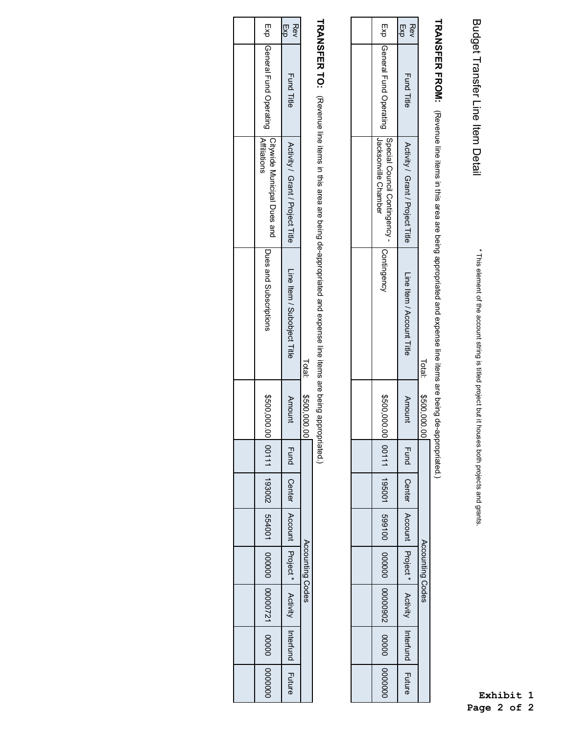Exhibit 1

# Budget Transfer Line Item Detail

\* This element of the account string is titled project but it houses both projects and grants.

**TRANSFER FROM:** (Revenue line items in this area are being appropriated and expense line items are being de-appropriated.)

Total: $500,000.00

| Rev Exp | Fund Title | Activity / Grant / Project Title | Line Item / Account Title | Amount | Accounting Codes | | | | | | |
|---|---|---|---|---|---|---|---|---|---|---|---|
| | | | | | Fund | Center | Account | Project * | Activity | Interfund | Future |
| Exp | General Fund Operating | Special Council Contingency - Jacksonville Chamber | Contingency | $500,000.00 | 00111 | 195001 | 599100 | 000000 | 00000902 | 00000 | 000000 |
| | | | | | | | | | | | |

**TRANSFER TO:** (Revenue line items in this area are being de-appropriated and expense line items are being appropriated.)

Total: $500,000.00

| Rev Exp | Fund Title | Activity / Grant / Project Title | Line Item / Subobject Title | Amount | Accounting Codes | | | | | | |
|---|---|---|---|---|---|---|---|---|---|---|---|
| | | | | | Fund | Center | Account | Project * | Activity | Interfund | Future |
| Exp | General Fund Operating | Citywide Municipal Dues and Affiliations | Dues and Subscriptions | $500,000.00 | 00111 | 193002 | 554001 | 000000 | 00000721 | 00000 | 000000 |
| | | | | | | | | | | | |